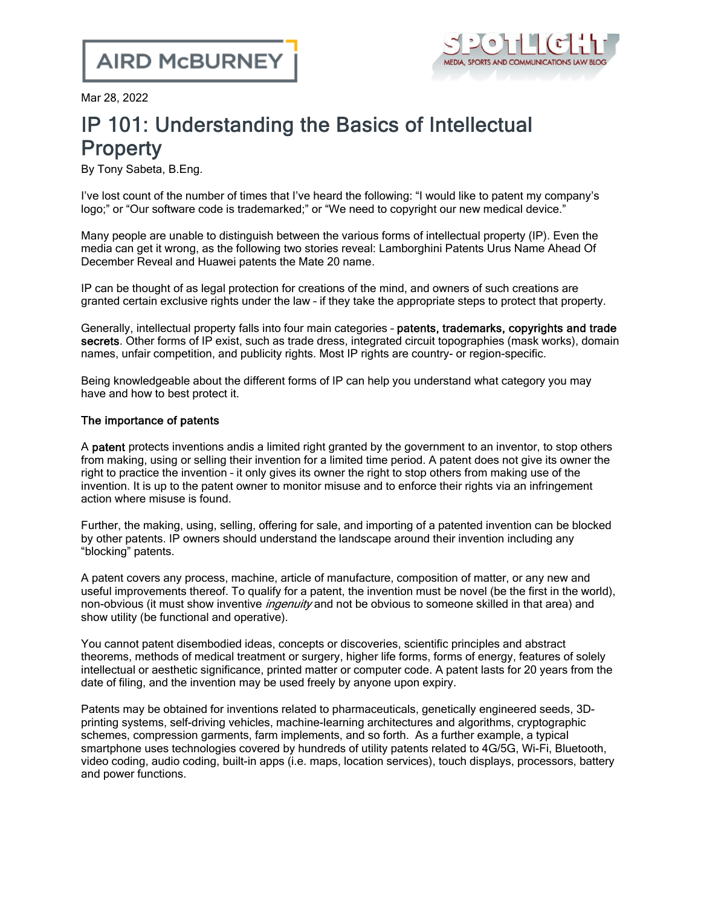Mar 28, 2022

# IP 101: Understanding the Basics of Intellectual Property

By Tony Sabeta, B.Eng.

I've lost count of the number of times that I've heard the following: "I would like to patent my company's logo;" or "Our software code is trademarked;" or "We need to copyright our new medical device."

Many people are unable to distinguish between the various forms of intellectual property (IP). Even the media can get it wrong, as the following two stories reveal: Lamborghini Patents Urus Name Ahead Of December Reveal and Huawei patents the Mate 20 name*.*

IP can be thought of as legal protection for creations of the mind, and owners of such creations are granted certain exclusive rights under the law – if they take the appropriate steps to protect that property.

Generally, intellectual property falls into four main categories – **patents, trademarks, copyrights and trade secrets**. Other forms of IP exist, such as trade dress, integrated circuit topographies (mask works), domain names, unfair competition, and publicity rights. Most IP rights are country- or region-specific.

Being knowledgeable about the different forms of IP can help you understand what category you may have and how to best protect it.

### The importance of patents

A **patent** protects inventions andis a limited right granted by the government to an inventor, to stop others from making, using or selling their invention for a limited time period. A patent does not give its owner the right to practice the invention – it only gives its owner the right to stop others from making use of the invention. It is up to the patent owner to monitor misuse and to enforce their rights via an infringement action where misuse is found.

Further, the making, using, selling, offering for sale, and importing of a patented invention can be blocked by other patents. IP owners should understand the landscape around their invention including any "blocking" patents.

A patent covers any process, machine, article of manufacture, composition of matter, or any new and useful improvements thereof. To qualify for a patent, the invention must be novel (be the first in the world), non-obvious (it must show inventive *ingenuity* and not be obvious to someone skilled in that area) and show utility (be functional and operative).

You cannot patent disembodied ideas, concepts or discoveries, scientific principles and abstract theorems, methods of medical treatment or surgery, higher life forms, forms of energy, features of solely intellectual or aesthetic significance, printed matter or computer code. A patent lasts for 20 years from the date of filing, and the invention may be used freely by anyone upon expiry.

Patents may be obtained for inventions related to pharmaceuticals, genetically engineered seeds, 3D-printing systems, self-driving vehicles, machine-learning architectures and algorithms, cryptographic schemes, compression garments, farm implements, and so forth. As a further example, a typical smartphone uses technologies covered by hundreds of utility patents related to 4G/5G, Wi-Fi, Bluetooth, video coding, audio coding, built-in apps (i.e. maps, location services), touch displays, processors, battery and power functions.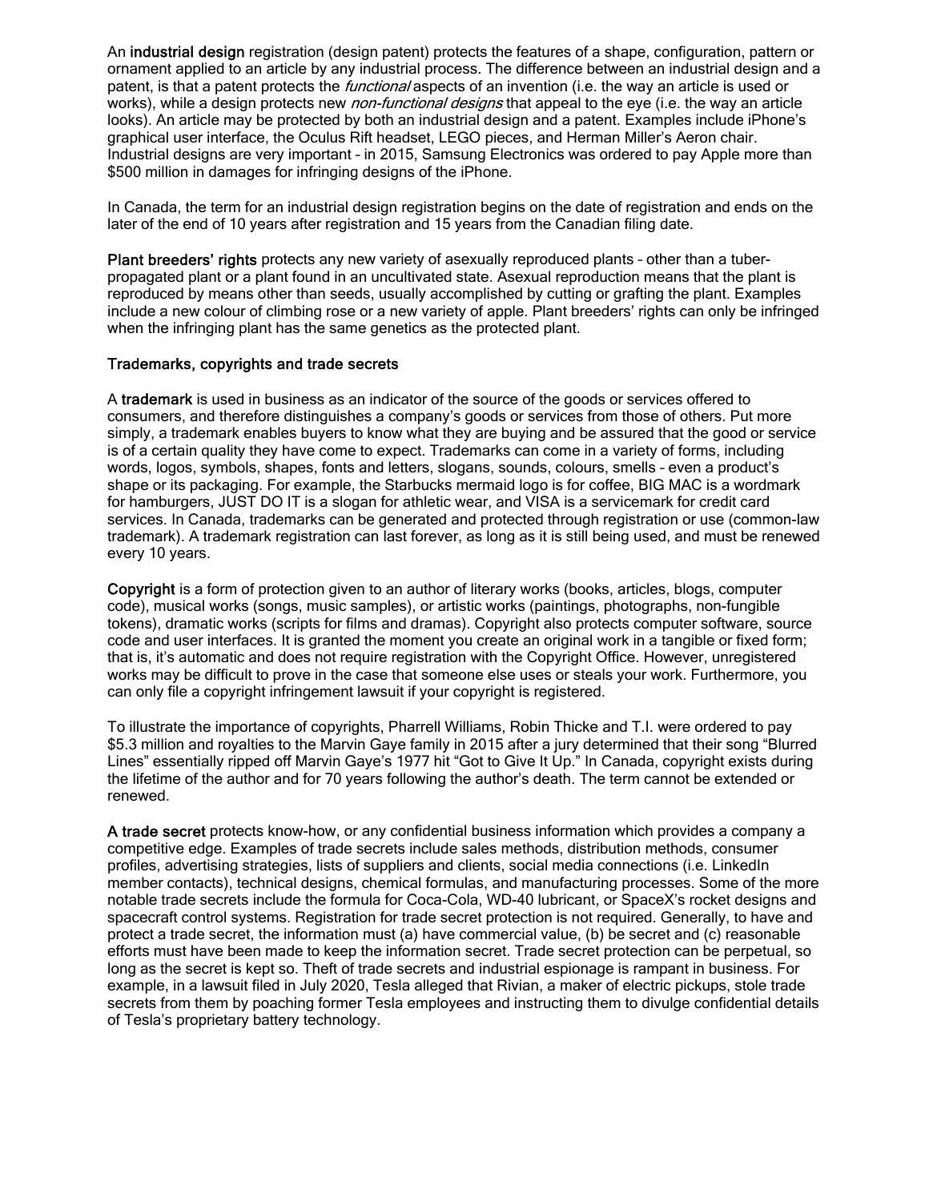An **industrial design** registration (design patent) protects the features of a shape, configuration, pattern or ornament applied to an article by any industrial process. The difference between an industrial design and a patent, is that a patent protects the *functional* aspects of an invention (i.e. the way an article is used or works), while a design protects new *non-functional designs* that appeal to the eye (i.e. the way an article looks). An article may be protected by both an industrial design and a patent. Examples include iPhone's graphical user interface, the Oculus Rift headset, LEGO pieces, and Herman Miller's Aeron chair. Industrial designs are very important – in 2015, Samsung Electronics was ordered to pay Apple more than $500 million in damages for infringing designs of the iPhone.

In Canada, the term for an industrial design registration begins on the date of registration and ends on the later of the end of 10 years after registration and 15 years from the Canadian filing date.

**Plant breeders' rights** protects any new variety of asexually reproduced plants – other than a tuber-propagated plant or a plant found in an uncultivated state. Asexual reproduction means that the plant is reproduced by means other than seeds, usually accomplished by cutting or grafting the plant. Examples include a new colour of climbing rose or a new variety of apple. Plant breeders' rights can only be infringed when the infringing plant has the same genetics as the protected plant.

### Trademarks, copyrights and trade secrets

A **trademark** is used in business as an indicator of the source of the goods or services offered to consumers, and therefore distinguishes a company's goods or services from those of others. Put more simply, a trademark enables buyers to know what they are buying and be assured that the good or service is of a certain quality they have come to expect. Trademarks can come in a variety of forms, including words, logos, symbols, shapes, fonts and letters, slogans, sounds, colours, smells – even a product's shape or its packaging. For example, the Starbucks mermaid logo is for coffee, BIG MAC is a wordmark for hamburgers, JUST DO IT is a slogan for athletic wear, and VISA is a servicemark for credit card services. In Canada, trademarks can be generated and protected through registration or use (common-law trademark). A trademark registration can last forever, as long as it is still being used, and must be renewed every 10 years.

**Copyright** is a form of protection given to an author of literary works (books, articles, blogs, computer code), musical works (songs, music samples), or artistic works (paintings, photographs, non-fungible tokens), dramatic works (scripts for films and dramas). Copyright also protects computer software, source code and user interfaces. It is granted the moment you create an original work in a tangible or fixed form; that is, it's automatic and does not require registration with the Copyright Office. However, unregistered works may be difficult to prove in the case that someone else uses or steals your work. Furthermore, you can only file a copyright infringement lawsuit if your copyright is registered.

To illustrate the importance of copyrights, Pharrell Williams, Robin Thicke and T.I. were ordered to pay $5.3 million and royalties to the Marvin Gaye family in 2015 after a jury determined that their song "Blurred Lines" essentially ripped off Marvin Gaye's 1977 hit "Got to Give It Up." In Canada, copyright exists during the lifetime of the author and for 70 years following the author's death. The term cannot be extended or renewed.

**A trade secret** protects know-how, or any confidential business information which provides a company a competitive edge. Examples of trade secrets include sales methods, distribution methods, consumer profiles, advertising strategies, lists of suppliers and clients, social media connections (i.e. LinkedIn member contacts), technical designs, chemical formulas, and manufacturing processes. Some of the more notable trade secrets include the formula for Coca-Cola, WD-40 lubricant, or SpaceX's rocket designs and spacecraft control systems. Registration for trade secret protection is not required. Generally, to have and protect a trade secret, the information must (a) have commercial value, (b) be secret and (c) reasonable efforts must have been made to keep the information secret. Trade secret protection can be perpetual, so long as the secret is kept so. Theft of trade secrets and industrial espionage is rampant in business. For example, in a lawsuit filed in July 2020, Tesla alleged that Rivian, a maker of electric pickups, stole trade secrets from them by poaching former Tesla employees and instructing them to divulge confidential details of Tesla's proprietary battery technology.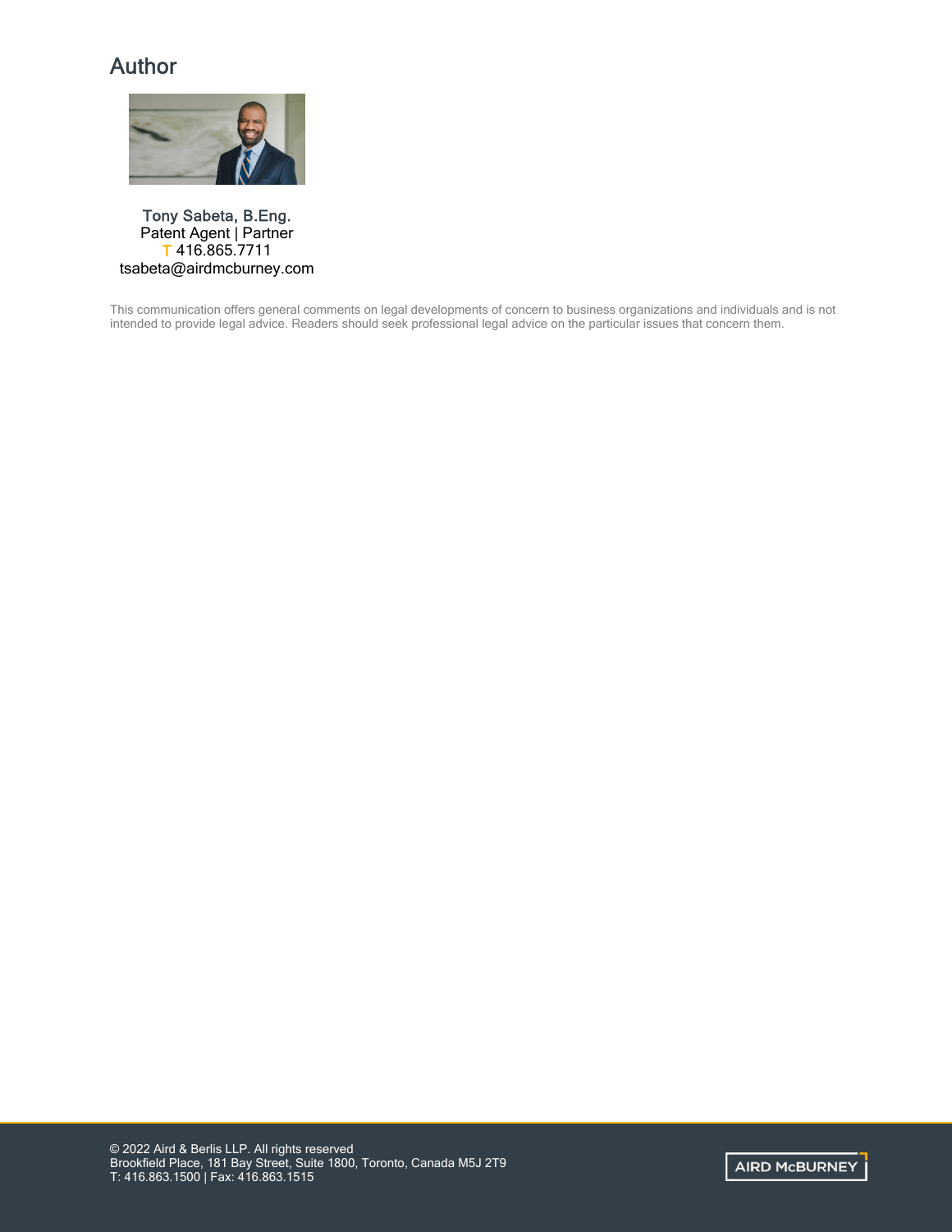## Author

**Tony Sabeta, B.Eng.**
Patent Agent | Partner
T 416.865.7711
tsabeta@airdmcburney.com

This communication offers general comments on legal developments of concern to business organizations and individuals and is not intended to provide legal advice. Readers should seek professional legal advice on the particular issues that concern them.

© 2022 Aird & Berlis LLP. All rights reserved
Brookfield Place, 181 Bay Street, Suite 1800, Toronto, Canada M5J 2T9
T: 416.863.1500 | Fax: 416.863.1515

AIRD McBURNEY